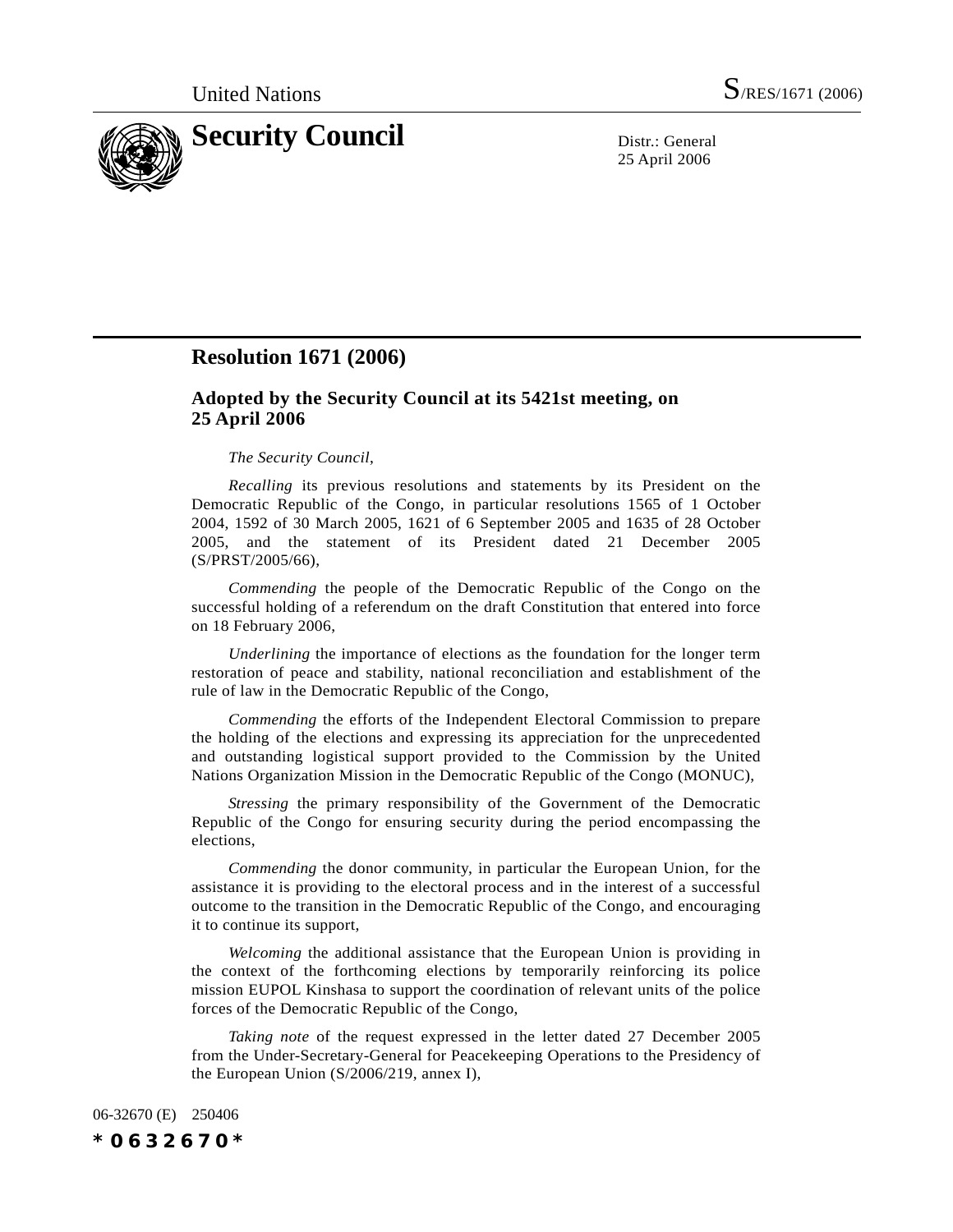United Nations S/RES/1671 (2006)

# Security Council

Distr.: General
25 April 2006

## Resolution 1671 (2006)

### Adopted by the Security Council at its 5421st meeting, on 25 April 2006

*The Security Council*,

*Recalling* its previous resolutions and statements by its President on the Democratic Republic of the Congo, in particular resolutions 1565 of 1 October 2004, 1592 of 30 March 2005, 1621 of 6 September 2005 and 1635 of 28 October 2005, and the statement of its President dated 21 December 2005 (S/PRST/2005/66),

*Commending* the people of the Democratic Republic of the Congo on the successful holding of a referendum on the draft Constitution that entered into force on 18 February 2006,

*Underlining* the importance of elections as the foundation for the longer term restoration of peace and stability, national reconciliation and establishment of the rule of law in the Democratic Republic of the Congo,

*Commending* the efforts of the Independent Electoral Commission to prepare the holding of the elections and expressing its appreciation for the unprecedented and outstanding logistical support provided to the Commission by the United Nations Organization Mission in the Democratic Republic of the Congo (MONUC),

*Stressing* the primary responsibility of the Government of the Democratic Republic of the Congo for ensuring security during the period encompassing the elections,

*Commending* the donor community, in particular the European Union, for the assistance it is providing to the electoral process and in the interest of a successful outcome to the transition in the Democratic Republic of the Congo, and encouraging it to continue its support,

*Welcoming* the additional assistance that the European Union is providing in the context of the forthcoming elections by temporarily reinforcing its police mission EUPOL Kinshasa to support the coordination of relevant units of the police forces of the Democratic Republic of the Congo,

*Taking note* of the request expressed in the letter dated 27 December 2005 from the Under-Secretary-General for Peacekeeping Operations to the Presidency of the European Union (S/2006/219, annex I),

06-32670 (E) 250406

*0632670*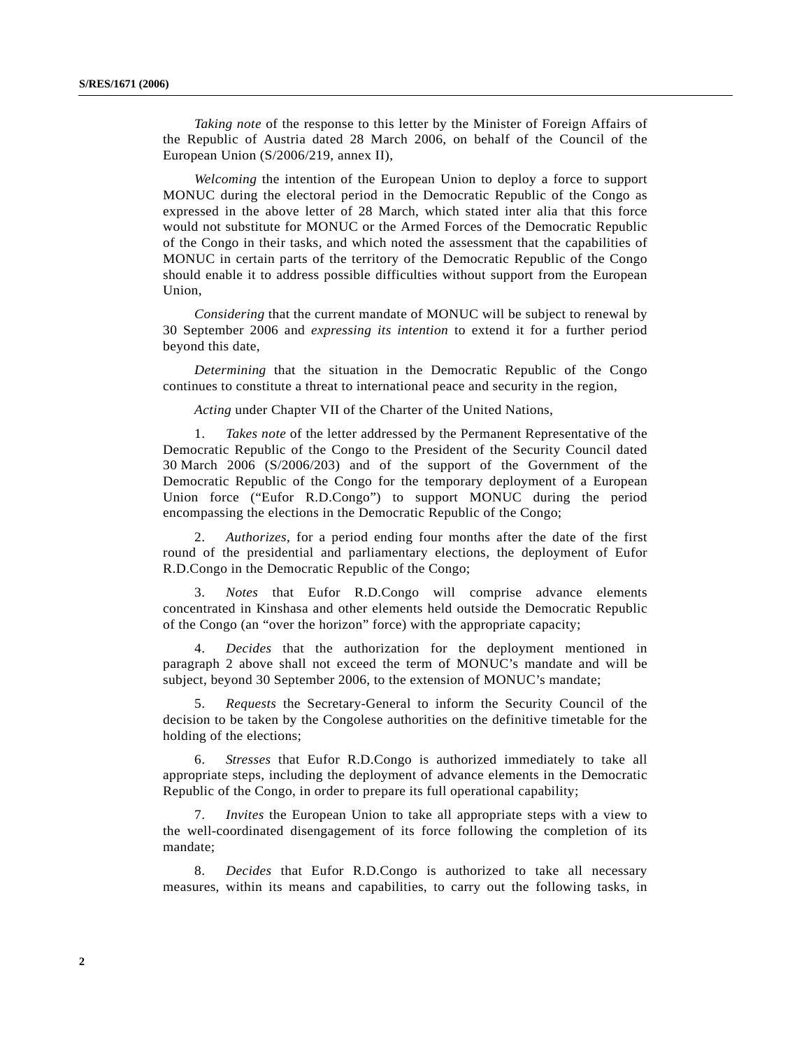*Taking note* of the response to this letter by the Minister of Foreign Affairs of the Republic of Austria dated 28 March 2006, on behalf of the Council of the European Union (S/2006/219, annex II),

*Welcoming* the intention of the European Union to deploy a force to support MONUC during the electoral period in the Democratic Republic of the Congo as expressed in the above letter of 28 March, which stated inter alia that this force would not substitute for MONUC or the Armed Forces of the Democratic Republic of the Congo in their tasks, and which noted the assessment that the capabilities of MONUC in certain parts of the territory of the Democratic Republic of the Congo should enable it to address possible difficulties without support from the European Union,

*Considering* that the current mandate of MONUC will be subject to renewal by 30 September 2006 and *expressing its intention* to extend it for a further period beyond this date,

*Determining* that the situation in the Democratic Republic of the Congo continues to constitute a threat to international peace and security in the region,

*Acting* under Chapter VII of the Charter of the United Nations,

1. *Takes note* of the letter addressed by the Permanent Representative of the Democratic Republic of the Congo to the President of the Security Council dated 30 March 2006 (S/2006/203) and of the support of the Government of the Democratic Republic of the Congo for the temporary deployment of a European Union force ("Eufor R.D.Congo") to support MONUC during the period encompassing the elections in the Democratic Republic of the Congo;

2. *Authorizes*, for a period ending four months after the date of the first round of the presidential and parliamentary elections, the deployment of Eufor R.D.Congo in the Democratic Republic of the Congo;

3. *Notes* that Eufor R.D.Congo will comprise advance elements concentrated in Kinshasa and other elements held outside the Democratic Republic of the Congo (an "over the horizon" force) with the appropriate capacity;

4. *Decides* that the authorization for the deployment mentioned in paragraph 2 above shall not exceed the term of MONUC's mandate and will be subject, beyond 30 September 2006, to the extension of MONUC's mandate;

5. *Requests* the Secretary-General to inform the Security Council of the decision to be taken by the Congolese authorities on the definitive timetable for the holding of the elections;

6. *Stresses* that Eufor R.D.Congo is authorized immediately to take all appropriate steps, including the deployment of advance elements in the Democratic Republic of the Congo, in order to prepare its full operational capability;

7. *Invites* the European Union to take all appropriate steps with a view to the well-coordinated disengagement of its force following the completion of its mandate;

8. *Decides* that Eufor R.D.Congo is authorized to take all necessary measures, within its means and capabilities, to carry out the following tasks, in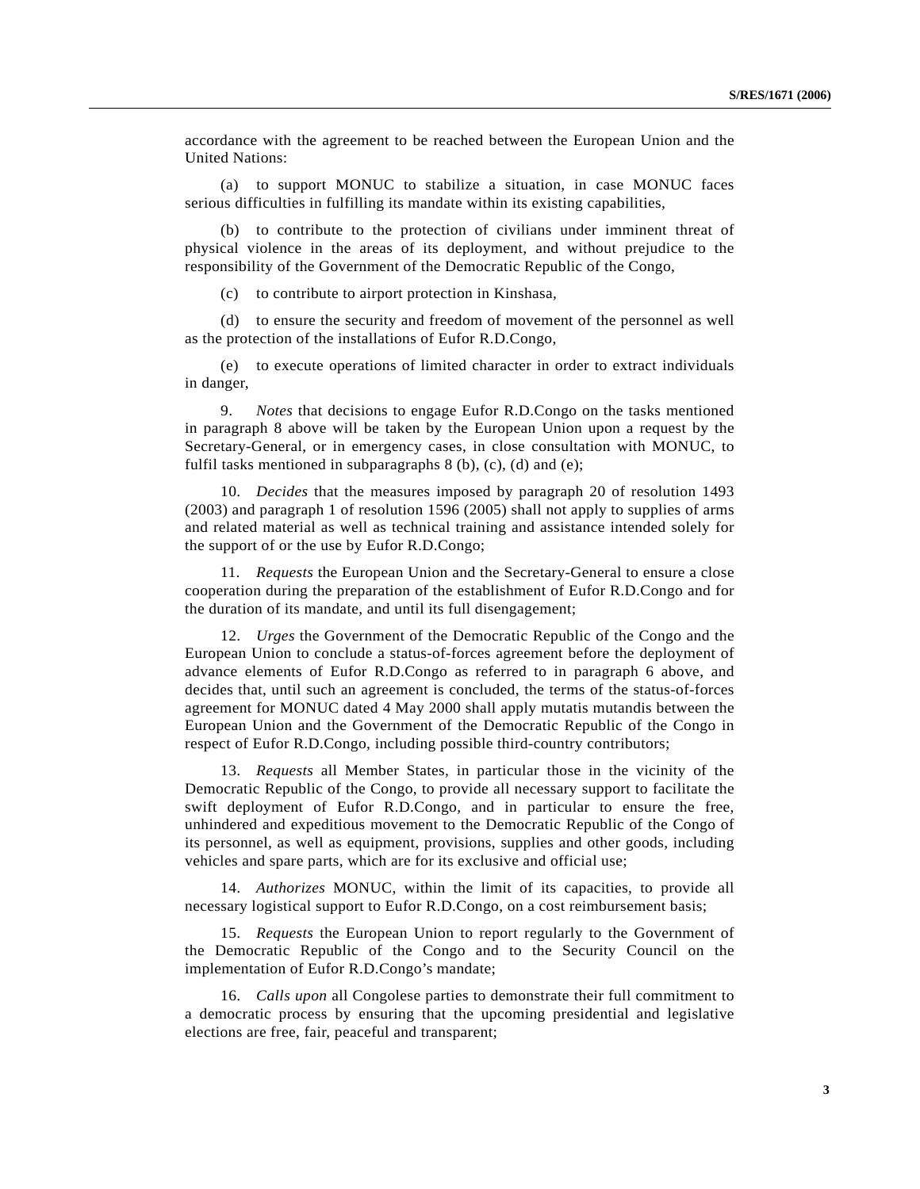accordance with the agreement to be reached between the European Union and the United Nations:

(a) to support MONUC to stabilize a situation, in case MONUC faces serious difficulties in fulfilling its mandate within its existing capabilities,

(b) to contribute to the protection of civilians under imminent threat of physical violence in the areas of its deployment, and without prejudice to the responsibility of the Government of the Democratic Republic of the Congo,

(c) to contribute to airport protection in Kinshasa,

(d) to ensure the security and freedom of movement of the personnel as well as the protection of the installations of Eufor R.D.Congo,

(e) to execute operations of limited character in order to extract individuals in danger,

9. *Notes* that decisions to engage Eufor R.D.Congo on the tasks mentioned in paragraph 8 above will be taken by the European Union upon a request by the Secretary-General, or in emergency cases, in close consultation with MONUC, to fulfil tasks mentioned in subparagraphs 8 (b), (c), (d) and (e);

10. *Decides* that the measures imposed by paragraph 20 of resolution 1493 (2003) and paragraph 1 of resolution 1596 (2005) shall not apply to supplies of arms and related material as well as technical training and assistance intended solely for the support of or the use by Eufor R.D.Congo;

11. *Requests* the European Union and the Secretary-General to ensure a close cooperation during the preparation of the establishment of Eufor R.D.Congo and for the duration of its mandate, and until its full disengagement;

12. *Urges* the Government of the Democratic Republic of the Congo and the European Union to conclude a status-of-forces agreement before the deployment of advance elements of Eufor R.D.Congo as referred to in paragraph 6 above, and decides that, until such an agreement is concluded, the terms of the status-of-forces agreement for MONUC dated 4 May 2000 shall apply mutatis mutandis between the European Union and the Government of the Democratic Republic of the Congo in respect of Eufor R.D.Congo, including possible third-country contributors;

13. *Requests* all Member States, in particular those in the vicinity of the Democratic Republic of the Congo, to provide all necessary support to facilitate the swift deployment of Eufor R.D.Congo, and in particular to ensure the free, unhindered and expeditious movement to the Democratic Republic of the Congo of its personnel, as well as equipment, provisions, supplies and other goods, including vehicles and spare parts, which are for its exclusive and official use;

14. *Authorizes* MONUC, within the limit of its capacities, to provide all necessary logistical support to Eufor R.D.Congo, on a cost reimbursement basis;

15. *Requests* the European Union to report regularly to the Government of the Democratic Republic of the Congo and to the Security Council on the implementation of Eufor R.D.Congo's mandate;

16. *Calls upon* all Congolese parties to demonstrate their full commitment to a democratic process by ensuring that the upcoming presidential and legislative elections are free, fair, peaceful and transparent;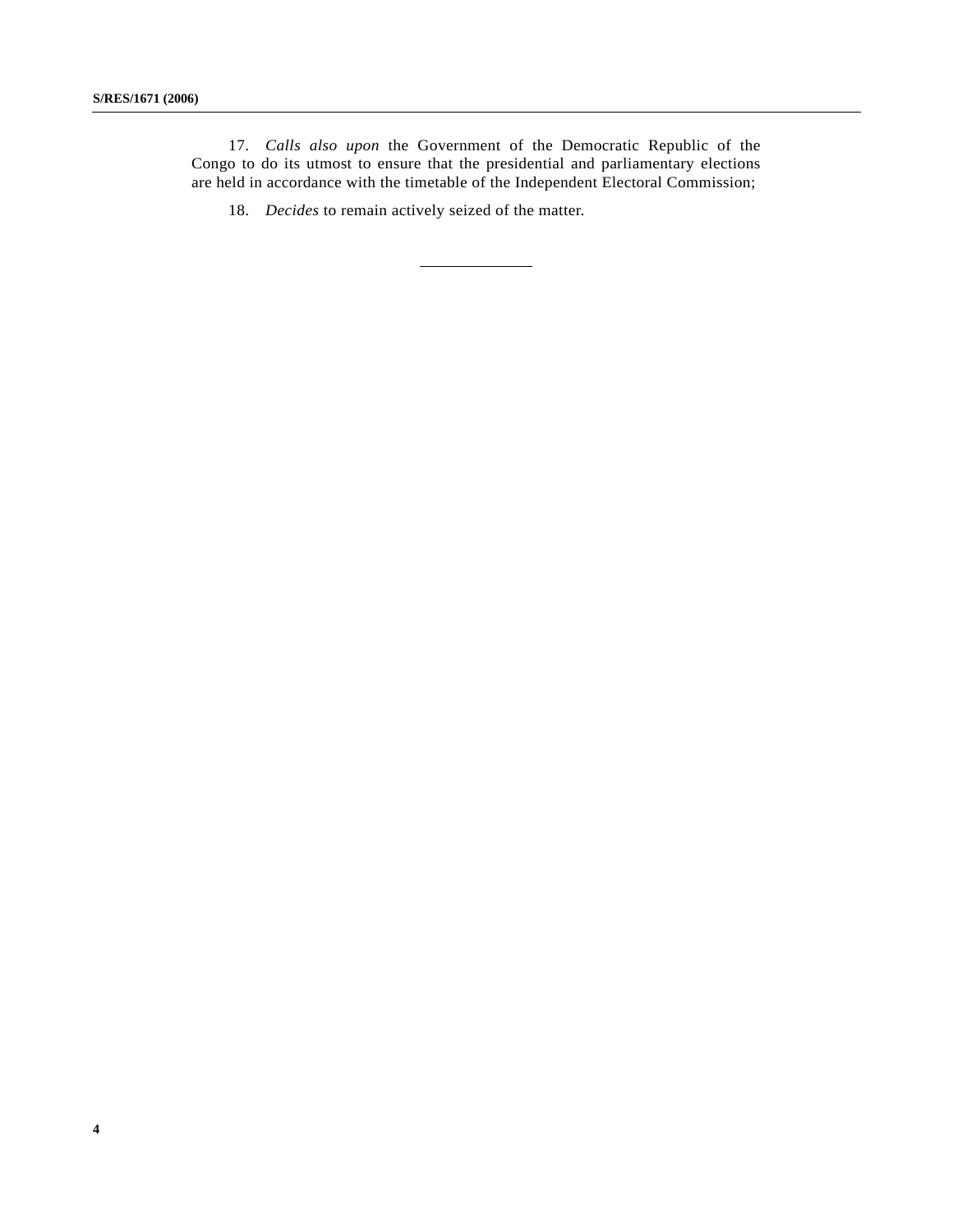17. *Calls also upon* the Government of the Democratic Republic of the Congo to do its utmost to ensure that the presidential and parliamentary elections are held in accordance with the timetable of the Independent Electoral Commission;

18. *Decides* to remain actively seized of the matter.